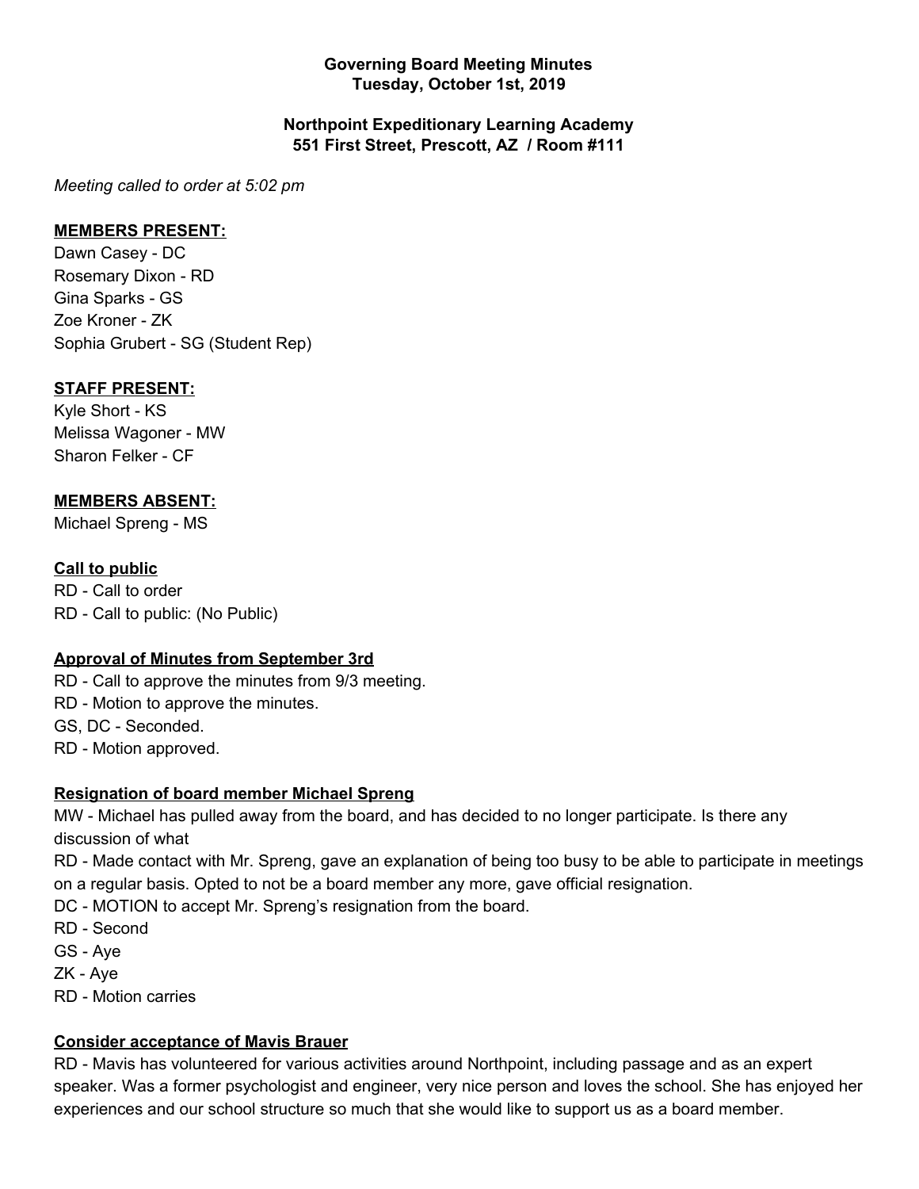**Governing Board Meeting Minutes**
**Tuesday, October 1st, 2019**

**Northpoint Expeditionary Learning Academy**
**551 First Street, Prescott, AZ / Room #111**

*Meeting called to order at 5:02 pm*

**MEMBERS PRESENT:**

Dawn Casey - DC
Rosemary Dixon - RD
Gina Sparks - GS
Zoe Kroner - ZK
Sophia Grubert - SG (Student Rep)

**STAFF PRESENT:**

Kyle Short - KS
Melissa Wagoner - MW
Sharon Felker - CF

**MEMBERS ABSENT:**

Michael Spreng - MS

**Call to public**

RD - Call to order
RD - Call to public: (No Public)

**Approval of Minutes from September 3rd**

RD - Call to approve the minutes from 9/3 meeting.
RD - Motion to approve the minutes.
GS, DC - Seconded.
RD - Motion approved.

**Resignation of board member Michael Spreng**

MW - Michael has pulled away from the board, and has decided to no longer participate. Is there any discussion of what
RD - Made contact with Mr. Spreng, gave an explanation of being too busy to be able to participate in meetings on a regular basis. Opted to not be a board member any more, gave official resignation.
DC - MOTION to accept Mr. Spreng's resignation from the board.
RD - Second
GS - Aye
ZK - Aye
RD - Motion carries

**Consider acceptance of Mavis Brauer**

RD - Mavis has volunteered for various activities around Northpoint, including passage and as an expert speaker. Was a former psychologist and engineer, very nice person and loves the school. She has enjoyed her experiences and our school structure so much that she would like to support us as a board member.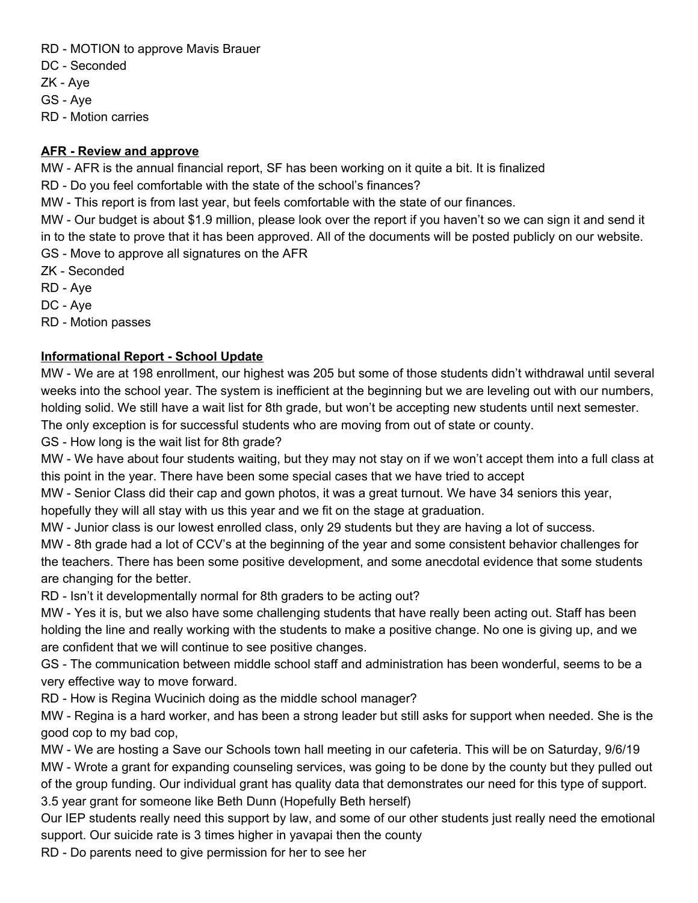RD - MOTION to approve Mavis Brauer  
DC - Seconded  
ZK - Aye  
GS - Aye  
RD - Motion carries

**AFR - Review and approve**

MW - AFR is the annual financial report, SF has been working on it quite a bit. It is finalized  
RD - Do you feel comfortable with the state of the school's finances?  
MW - This report is from last year, but feels comfortable with the state of our finances.  
MW - Our budget is about $1.9 million, please look over the report if you haven't so we can sign it and send it in to the state to prove that it has been approved. All of the documents will be posted publicly on our website.  
GS - Move to approve all signatures on the AFR  
ZK - Seconded  
RD - Aye  
DC - Aye  
RD - Motion passes

**Informational Report - School Update**

MW - We are at 198 enrollment, our highest was 205 but some of those students didn't withdrawal until several weeks into the school year. The system is inefficient at the beginning but we are leveling out with our numbers, holding solid. We still have a wait list for 8th grade, but won't be accepting new students until next semester. The only exception is for successful students who are moving from out of state or county.  
GS - How long is the wait list for 8th grade?  
MW - We have about four students waiting, but they may not stay on if we won't accept them into a full class at this point in the year. There have been some special cases that we have tried to accept  
MW - Senior Class did their cap and gown photos, it was a great turnout. We have 34 seniors this year, hopefully they will all stay with us this year and we fit on the stage at graduation.  
MW - Junior class is our lowest enrolled class, only 29 students but they are having a lot of success.  
MW - 8th grade had a lot of CCV's at the beginning of the year and some consistent behavior challenges for the teachers. There has been some positive development, and some anecdotal evidence that some students are changing for the better.  
RD - Isn't it developmentally normal for 8th graders to be acting out?  
MW - Yes it is, but we also have some challenging students that have really been acting out. Staff has been holding the line and really working with the students to make a positive change. No one is giving up, and we are confident that we will continue to see positive changes.  
GS - The communication between middle school staff and administration has been wonderful, seems to be a very effective way to move forward.  
RD - How is Regina Wucinich doing as the middle school manager?  
MW - Regina is a hard worker, and has been a strong leader but still asks for support when needed. She is the good cop to my bad cop,  
MW - We are hosting a Save our Schools town hall meeting in our cafeteria. This will be on Saturday, 9/6/19  
MW - Wrote a grant for expanding counseling services, was going to be done by the county but they pulled out of the group funding. Our individual grant has quality data that demonstrates our need for this type of support. 3.5 year grant for someone like Beth Dunn (Hopefully Beth herself)  
Our IEP students really need this support by law, and some of our other students just really need the emotional support. Our suicide rate is 3 times higher in yavapai then the county  
RD - Do parents need to give permission for her to see her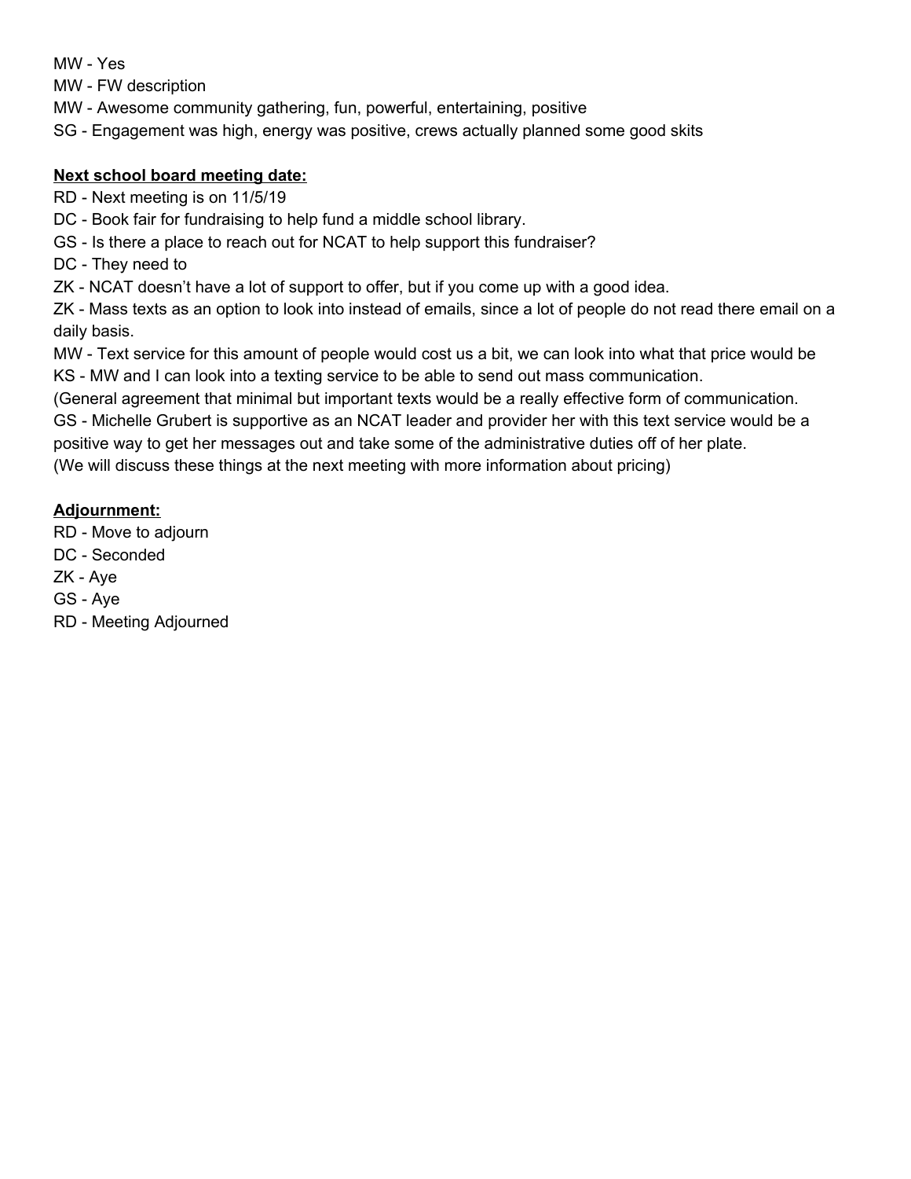MW - Yes
MW - FW description
MW - Awesome community gathering, fun, powerful, entertaining, positive
SG - Engagement was high, energy was positive, crews actually planned some good skits

**Next school board meeting date:**
RD - Next meeting is on 11/5/19
DC - Book fair for fundraising to help fund a middle school library.
GS - Is there a place to reach out for NCAT to help support this fundraiser?
DC - They need to
ZK - NCAT doesn't have a lot of support to offer, but if you come up with a good idea.
ZK - Mass texts as an option to look into instead of emails, since a lot of people do not read there email on a daily basis.
MW - Text service for this amount of people would cost us a bit, we can look into what that price would be
KS - MW and I can look into a texting service to be able to send out mass communication.
(General agreement that minimal but important texts would be a really effective form of communication.
GS - Michelle Grubert is supportive as an NCAT leader and provider her with this text service would be a positive way to get her messages out and take some of the administrative duties off of her plate.
(We will discuss these things at the next meeting with more information about pricing)

**Adjournment:**
RD - Move to adjourn
DC - Seconded
ZK - Aye
GS - Aye
RD - Meeting Adjourned